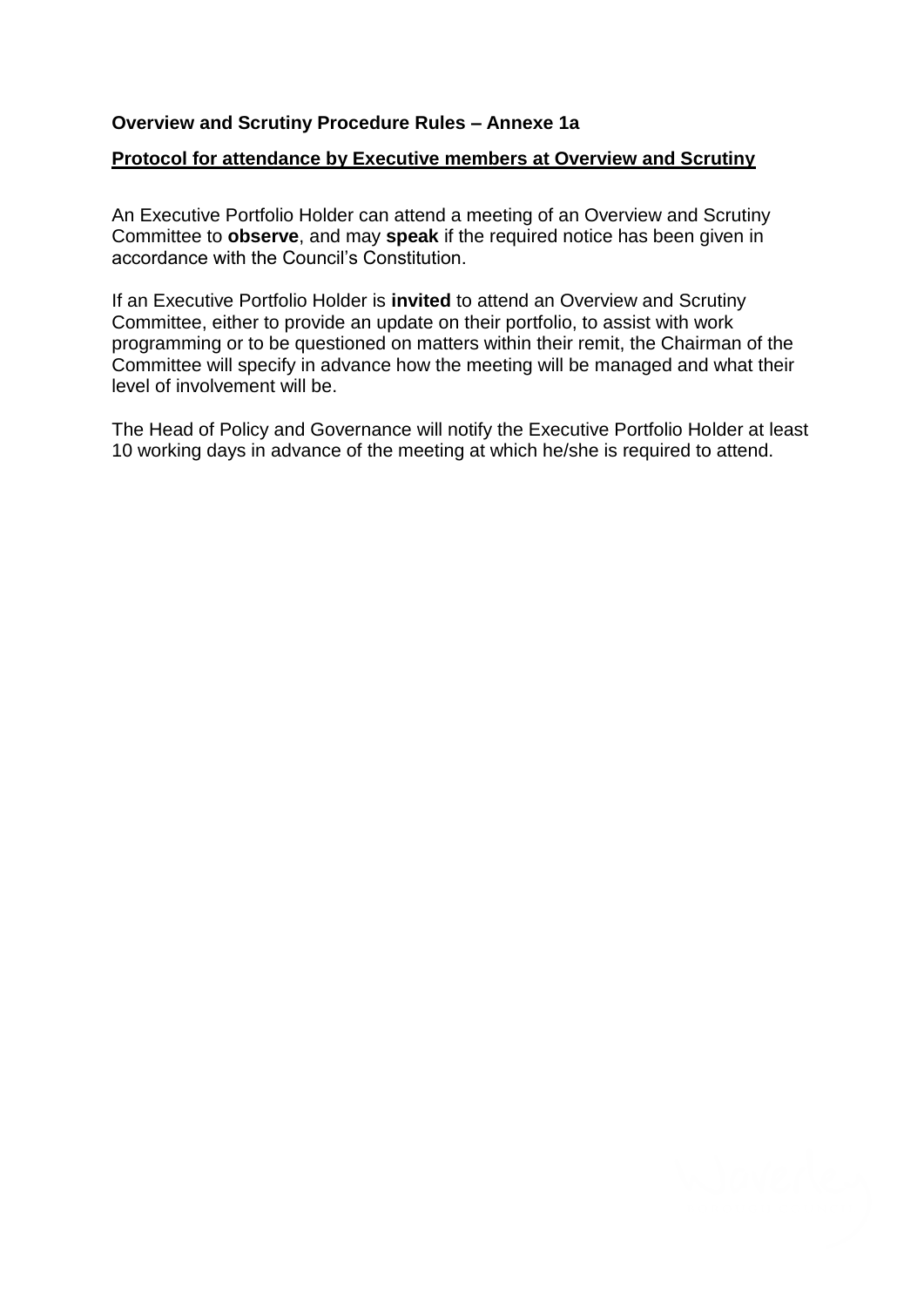**Overview and Scrutiny Procedure Rules – Annexe 1a**

**Protocol for attendance by Executive members at Overview and Scrutiny**

An Executive Portfolio Holder can attend a meeting of an Overview and Scrutiny Committee to **observe**, and may **speak** if the required notice has been given in accordance with the Council's Constitution.

If an Executive Portfolio Holder is **invited** to attend an Overview and Scrutiny Committee, either to provide an update on their portfolio, to assist with work programming or to be questioned on matters within their remit, the Chairman of the Committee will specify in advance how the meeting will be managed and what their level of involvement will be.

The Head of Policy and Governance will notify the Executive Portfolio Holder at least 10 working days in advance of the meeting at which he/she is required to attend.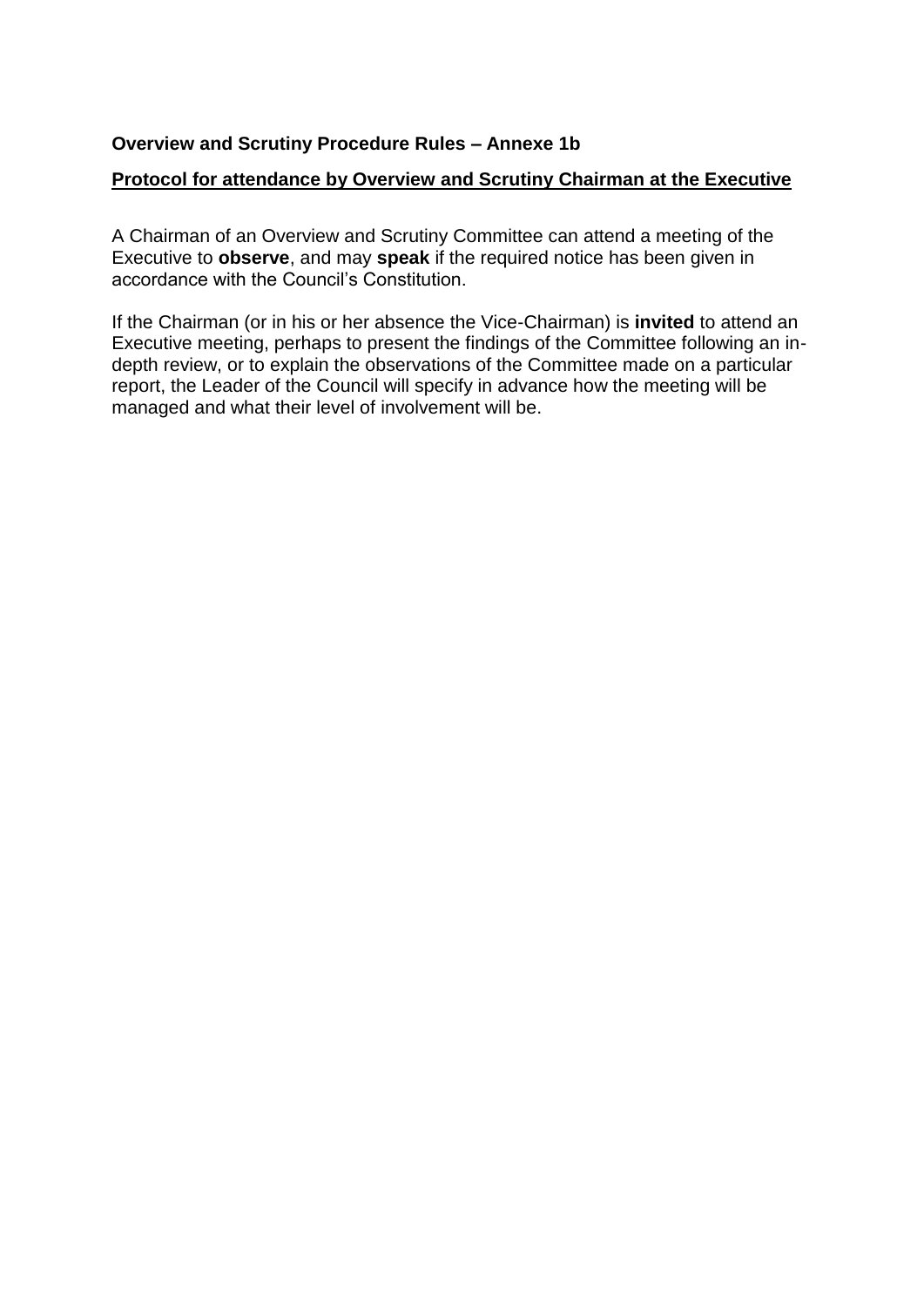**Overview and Scrutiny Procedure Rules – Annexe 1b**

**Protocol for attendance by Overview and Scrutiny Chairman at the Executive**

A Chairman of an Overview and Scrutiny Committee can attend a meeting of the Executive to **observe**, and may **speak** if the required notice has been given in accordance with the Council's Constitution.

If the Chairman (or in his or her absence the Vice-Chairman) is **invited** to attend an Executive meeting, perhaps to present the findings of the Committee following an in-depth review, or to explain the observations of the Committee made on a particular report, the Leader of the Council will specify in advance how the meeting will be managed and what their level of involvement will be.